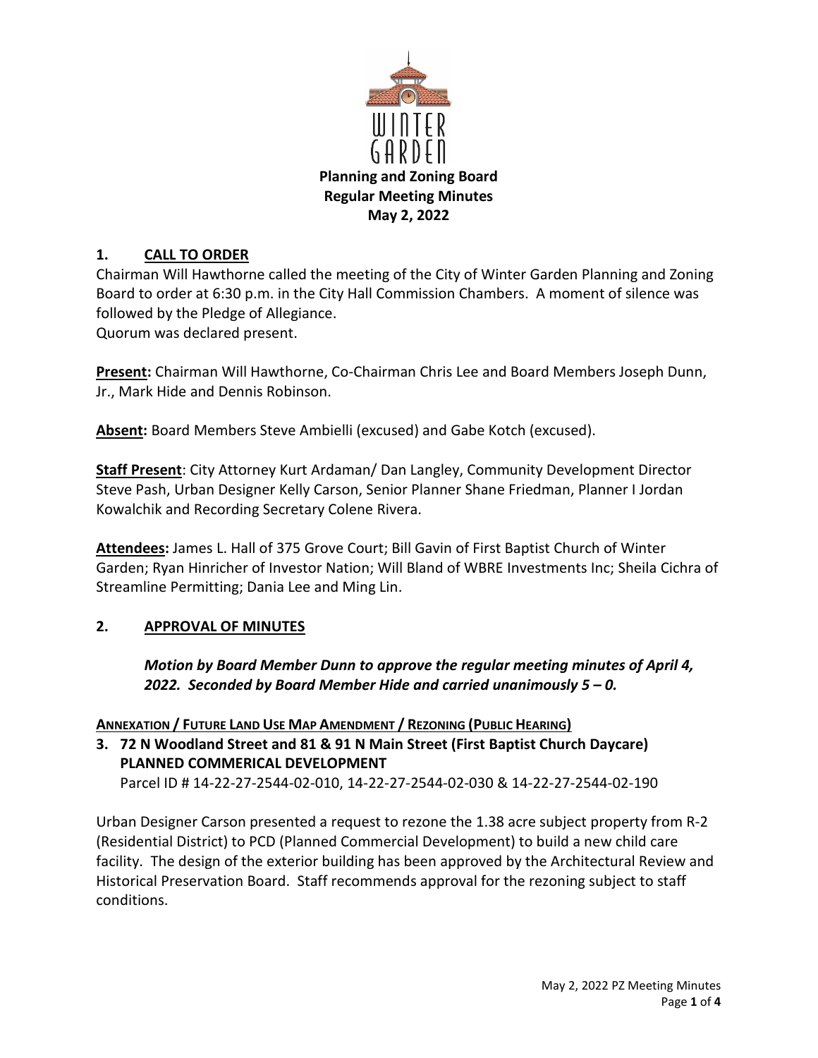WINTER GARDEN

# Planning and Zoning Board
## Regular Meeting Minutes
## May 2, 2022

## 1. CALL TO ORDER

Chairman Will Hawthorne called the meeting of the City of Winter Garden Planning and Zoning Board to order at 6:30 p.m. in the City Hall Commission Chambers. A moment of silence was followed by the Pledge of Allegiance.
Quorum was declared present.

**Present:** Chairman Will Hawthorne, Co-Chairman Chris Lee and Board Members Joseph Dunn, Jr., Mark Hide and Dennis Robinson.

**Absent:** Board Members Steve Ambielli (excused) and Gabe Kotch (excused).

**Staff Present**: City Attorney Kurt Ardaman/ Dan Langley, Community Development Director Steve Pash, Urban Designer Kelly Carson, Senior Planner Shane Friedman, Planner I Jordan Kowalchik and Recording Secretary Colene Rivera.

**Attendees:** James L. Hall of 375 Grove Court; Bill Gavin of First Baptist Church of Winter Garden; Ryan Hinricher of Investor Nation; Will Bland of WBRE Investments Inc; Sheila Cichra of Streamline Permitting; Dania Lee and Ming Lin.

## 2. APPROVAL OF MINUTES

***Motion by Board Member Dunn to approve the regular meeting minutes of April 4, 2022. Seconded by Board Member Hide and carried unanimously 5 – 0.***

**ANNEXATION / FUTURE LAND USE MAP AMENDMENT / REZONING (PUBLIC HEARING)**

### 3. 72 N Woodland Street and 81 & 91 N Main Street (First Baptist Church Daycare) PLANNED COMMERICAL DEVELOPMENT

Parcel ID # 14-22-27-2544-02-010, 14-22-27-2544-02-030 & 14-22-27-2544-02-190

Urban Designer Carson presented a request to rezone the 1.38 acre subject property from R-2 (Residential District) to PCD (Planned Commercial Development) to build a new child care facility. The design of the exterior building has been approved by the Architectural Review and Historical Preservation Board. Staff recommends approval for the rezoning subject to staff conditions.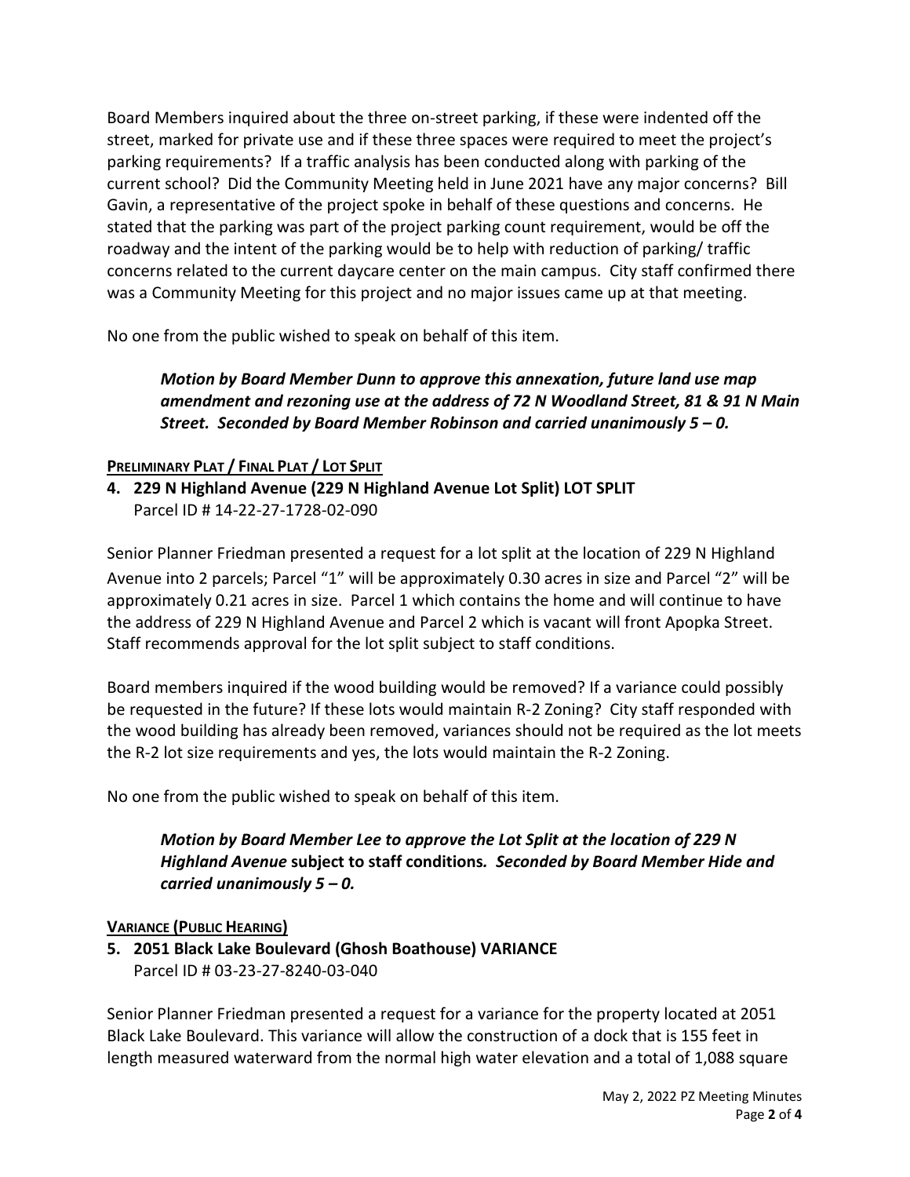Board Members inquired about the three on-street parking, if these were indented off the street, marked for private use and if these three spaces were required to meet the project's parking requirements? If a traffic analysis has been conducted along with parking of the current school? Did the Community Meeting held in June 2021 have any major concerns? Bill Gavin, a representative of the project spoke in behalf of these questions and concerns. He stated that the parking was part of the project parking count requirement, would be off the roadway and the intent of the parking would be to help with reduction of parking/ traffic concerns related to the current daycare center on the main campus. City staff confirmed there was a Community Meeting for this project and no major issues came up at that meeting.

No one from the public wished to speak on behalf of this item.

> ***Motion by Board Member Dunn to approve this annexation, future land use map amendment and rezoning use at the address of 72 N Woodland Street, 81 & 91 N Main Street. Seconded by Board Member Robinson and carried unanimously 5 – 0.***

**PRELIMINARY PLAT / FINAL PLAT / LOT SPLIT**

**4. 229 N Highland Avenue (229 N Highland Avenue Lot Split) LOT SPLIT**
Parcel ID # 14-22-27-1728-02-090

Senior Planner Friedman presented a request for a lot split at the location of 229 N Highland Avenue into 2 parcels; Parcel "1" will be approximately 0.30 acres in size and Parcel "2" will be approximately 0.21 acres in size. Parcel 1 which contains the home and will continue to have the address of 229 N Highland Avenue and Parcel 2 which is vacant will front Apopka Street. Staff recommends approval for the lot split subject to staff conditions.

Board members inquired if the wood building would be removed? If a variance could possibly be requested in the future? If these lots would maintain R-2 Zoning? City staff responded with the wood building has already been removed, variances should not be required as the lot meets the R-2 lot size requirements and yes, the lots would maintain the R-2 Zoning.

No one from the public wished to speak on behalf of this item.

> ***Motion by Board Member Lee to approve the Lot Split at the location of 229 N Highland Avenue* subject to staff conditions*. Seconded by Board Member Hide and carried unanimously 5 – 0.***

**VARIANCE (PUBLIC HEARING)**

**5. 2051 Black Lake Boulevard (Ghosh Boathouse) VARIANCE**
Parcel ID # 03-23-27-8240-03-040

Senior Planner Friedman presented a request for a variance for the property located at 2051 Black Lake Boulevard. This variance will allow the construction of a dock that is 155 feet in length measured waterward from the normal high water elevation and a total of 1,088 square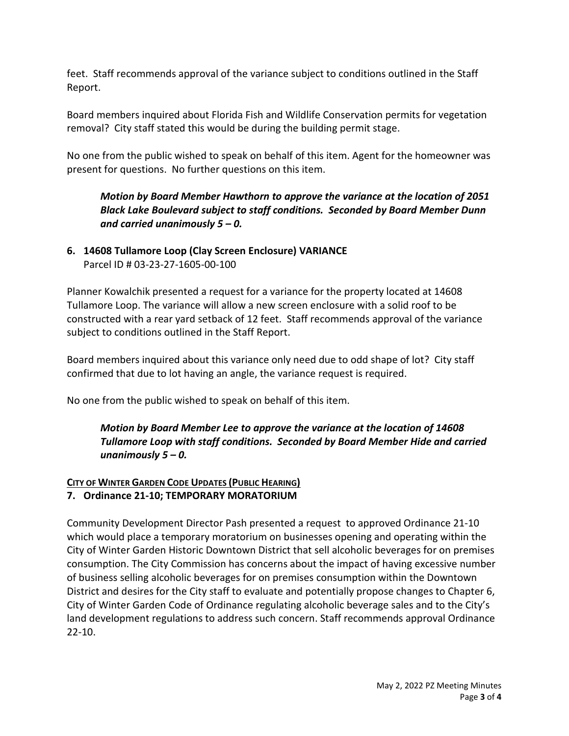feet. Staff recommends approval of the variance subject to conditions outlined in the Staff Report.

Board members inquired about Florida Fish and Wildlife Conservation permits for vegetation removal? City staff stated this would be during the building permit stage.

No one from the public wished to speak on behalf of this item. Agent for the homeowner was present for questions. No further questions on this item.

> ***Motion by Board Member Hawthorn to approve the variance at the location of 2051 Black Lake Boulevard subject to staff conditions. Seconded by Board Member Dunn and carried unanimously 5 – 0.***

**6. 14608 Tullamore Loop (Clay Screen Enclosure) VARIANCE**
Parcel ID # 03-23-27-1605-00-100

Planner Kowalchik presented a request for a variance for the property located at 14608 Tullamore Loop. The variance will allow a new screen enclosure with a solid roof to be constructed with a rear yard setback of 12 feet. Staff recommends approval of the variance subject to conditions outlined in the Staff Report.

Board members inquired about this variance only need due to odd shape of lot? City staff confirmed that due to lot having an angle, the variance request is required.

No one from the public wished to speak on behalf of this item.

> ***Motion by Board Member Lee to approve the variance at the location of 14608 Tullamore Loop with staff conditions. Seconded by Board Member Hide and carried unanimously 5 – 0.***

**CITY OF WINTER GARDEN CODE UPDATES (PUBLIC HEARING)**

**7. Ordinance 21-10; TEMPORARY MORATORIUM**

Community Development Director Pash presented a request to approved Ordinance 21-10 which would place a temporary moratorium on businesses opening and operating within the City of Winter Garden Historic Downtown District that sell alcoholic beverages for on premises consumption. The City Commission has concerns about the impact of having excessive number of business selling alcoholic beverages for on premises consumption within the Downtown District and desires for the City staff to evaluate and potentially propose changes to Chapter 6, City of Winter Garden Code of Ordinance regulating alcoholic beverage sales and to the City's land development regulations to address such concern. Staff recommends approval Ordinance 22-10.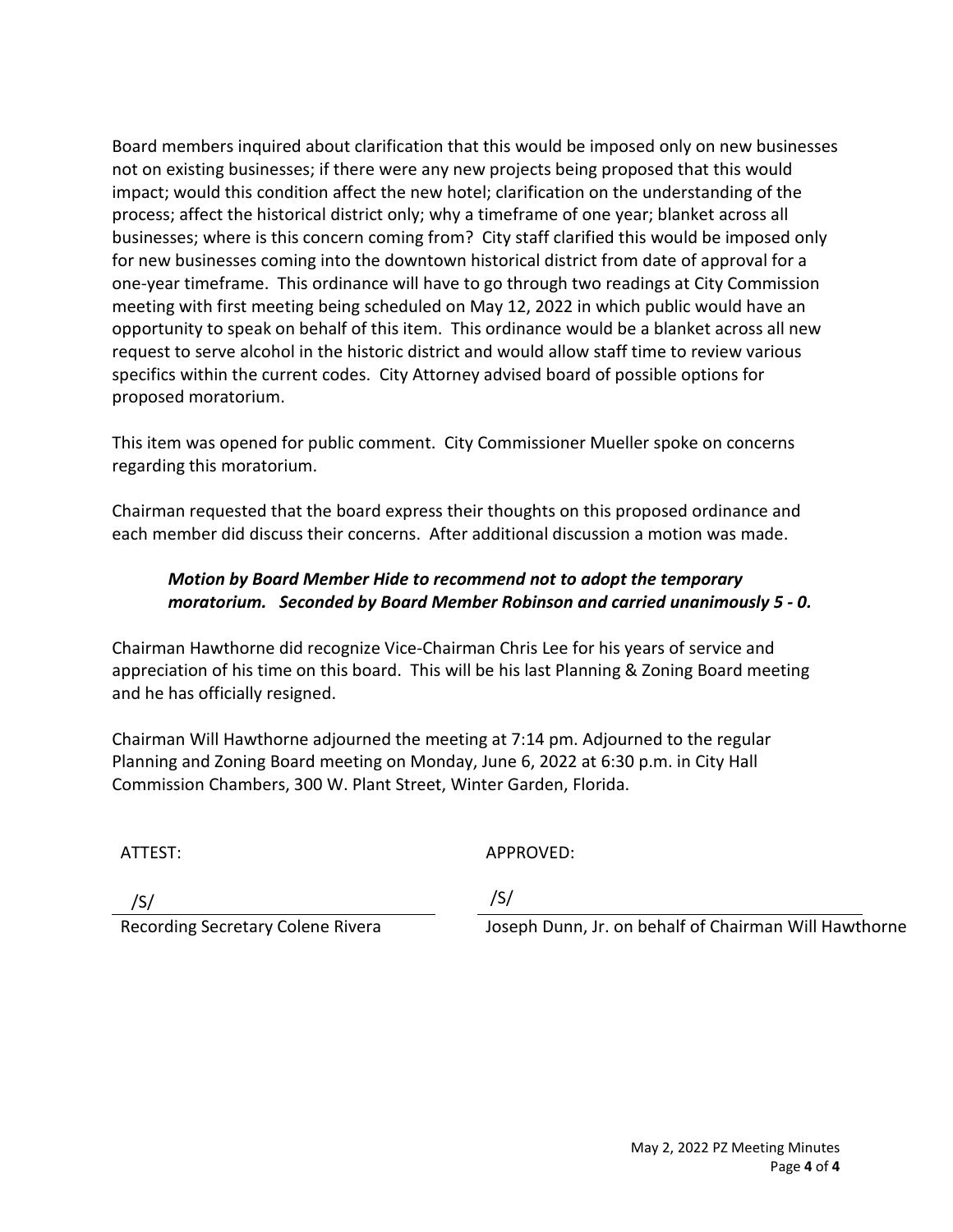Board members inquired about clarification that this would be imposed only on new businesses not on existing businesses; if there were any new projects being proposed that this would impact; would this condition affect the new hotel; clarification on the understanding of the process; affect the historical district only; why a timeframe of one year; blanket across all businesses; where is this concern coming from? City staff clarified this would be imposed only for new businesses coming into the downtown historical district from date of approval for a one-year timeframe. This ordinance will have to go through two readings at City Commission meeting with first meeting being scheduled on May 12, 2022 in which public would have an opportunity to speak on behalf of this item. This ordinance would be a blanket across all new request to serve alcohol in the historic district and would allow staff time to review various specifics within the current codes. City Attorney advised board of possible options for proposed moratorium.

This item was opened for public comment. City Commissioner Mueller spoke on concerns regarding this moratorium.

Chairman requested that the board express their thoughts on this proposed ordinance and each member did discuss their concerns. After additional discussion a motion was made.

> ***Motion by Board Member Hide to recommend not to adopt the temporary moratorium. Seconded by Board Member Robinson and carried unanimously 5 - 0.***

Chairman Hawthorne did recognize Vice-Chairman Chris Lee for his years of service and appreciation of his time on this board. This will be his last Planning & Zoning Board meeting and he has officially resigned.

Chairman Will Hawthorne adjourned the meeting at 7:14 pm. Adjourned to the regular Planning and Zoning Board meeting on Monday, June 6, 2022 at 6:30 p.m. in City Hall Commission Chambers, 300 W. Plant Street, Winter Garden, Florida.

ATTEST:

/S/

Recording Secretary Colene Rivera

APPROVED:

/S/

Joseph Dunn, Jr. on behalf of Chairman Will Hawthorne